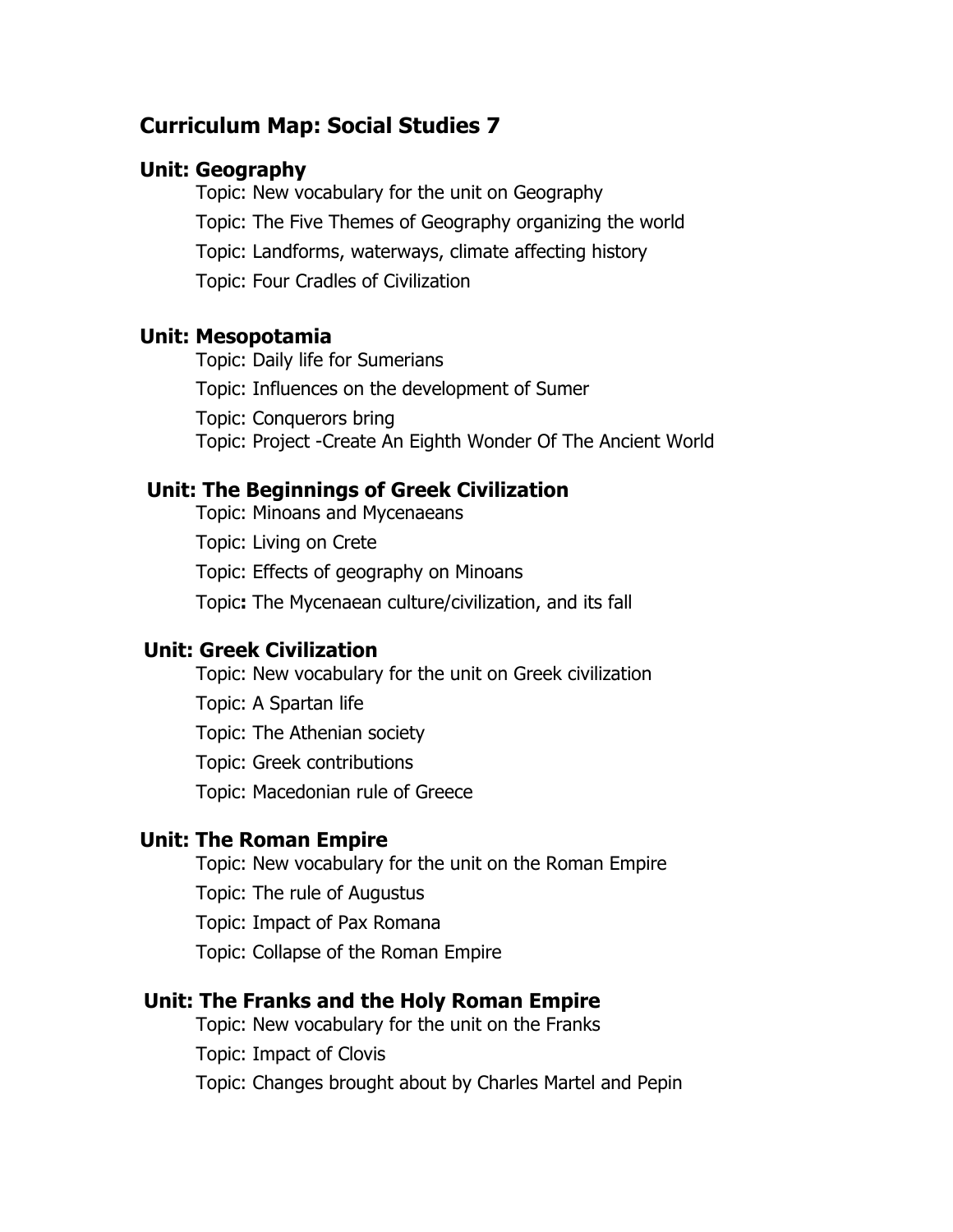# Curriculum Map: Social Studies 7

## Unit: Geography

- Topic: New vocabulary for the unit on Geography
- Topic: The Five Themes of Geography organizing the world
- Topic: Landforms, waterways, climate affecting history
- Topic: Four Cradles of Civilization

## Unit: Mesopotamia

- Topic: Daily life for Sumerians
- Topic: Influences on the development of Sumer
- Topic: Conquerors bring
- Topic: Project -Create An Eighth Wonder Of The Ancient World

## Unit: The Beginnings of Greek Civilization

- Topic: Minoans and Mycenaeans
- Topic: Living on Crete
- Topic: Effects of geography on Minoans
- Topic**:** The Mycenaean culture/civilization, and its fall

## Unit: Greek Civilization

- Topic: New vocabulary for the unit on Greek civilization
- Topic: A Spartan life
- Topic: The Athenian society
- Topic: Greek contributions
- Topic: Macedonian rule of Greece

## Unit: The Roman Empire

- Topic: New vocabulary for the unit on the Roman Empire
- Topic: The rule of Augustus
- Topic: Impact of Pax Romana
- Topic: Collapse of the Roman Empire

## Unit: The Franks and the Holy Roman Empire

- Topic: New vocabulary for the unit on the Franks
- Topic: Impact of Clovis
- Topic: Changes brought about by Charles Martel and Pepin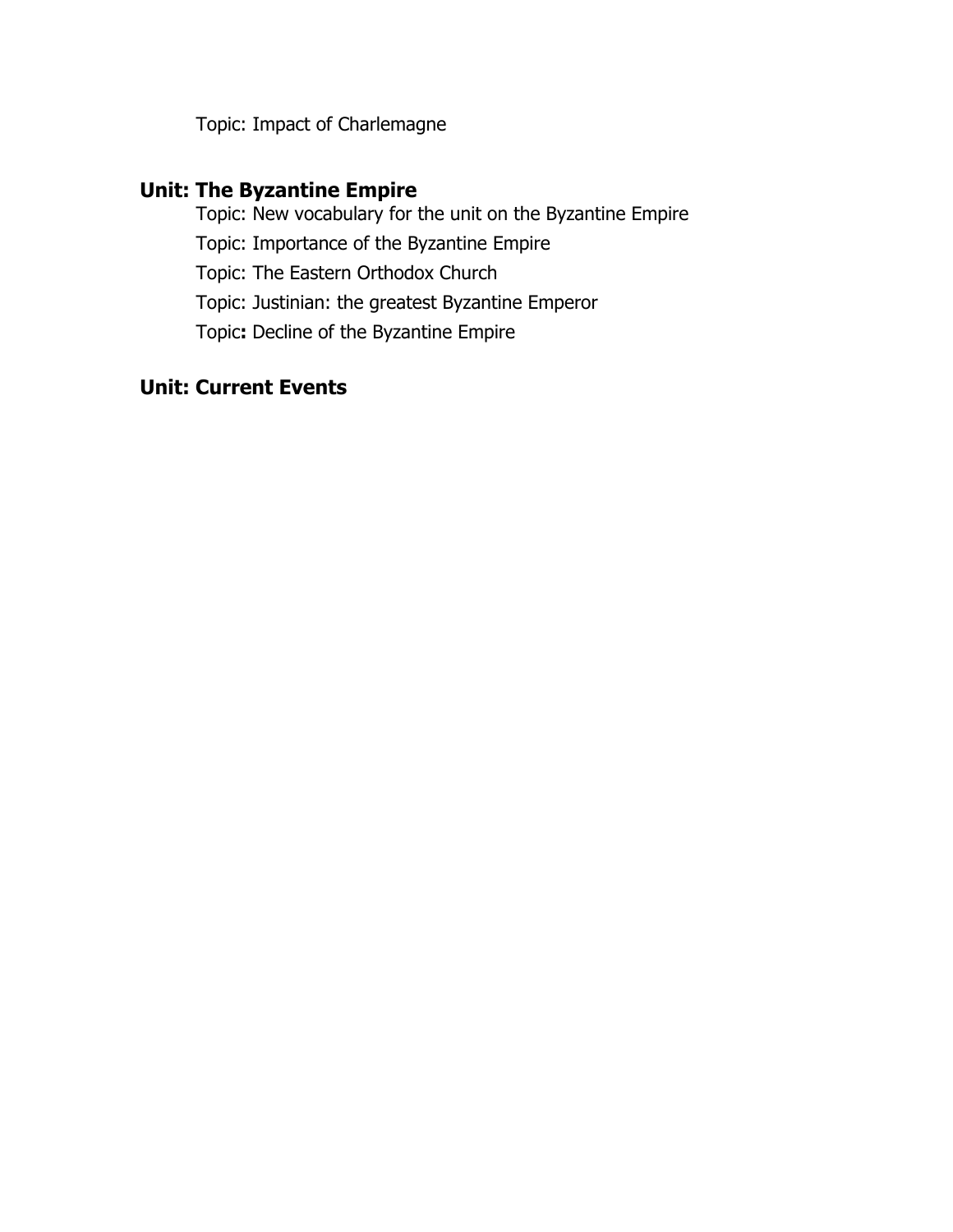Topic: Impact of Charlemagne

## Unit: The Byzantine Empire

Topic: New vocabulary for the unit on the Byzantine Empire

Topic: Importance of the Byzantine Empire

Topic: The Eastern Orthodox Church

Topic: Justinian: the greatest Byzantine Emperor

Topic**:** Decline of the Byzantine Empire

## Unit: Current Events